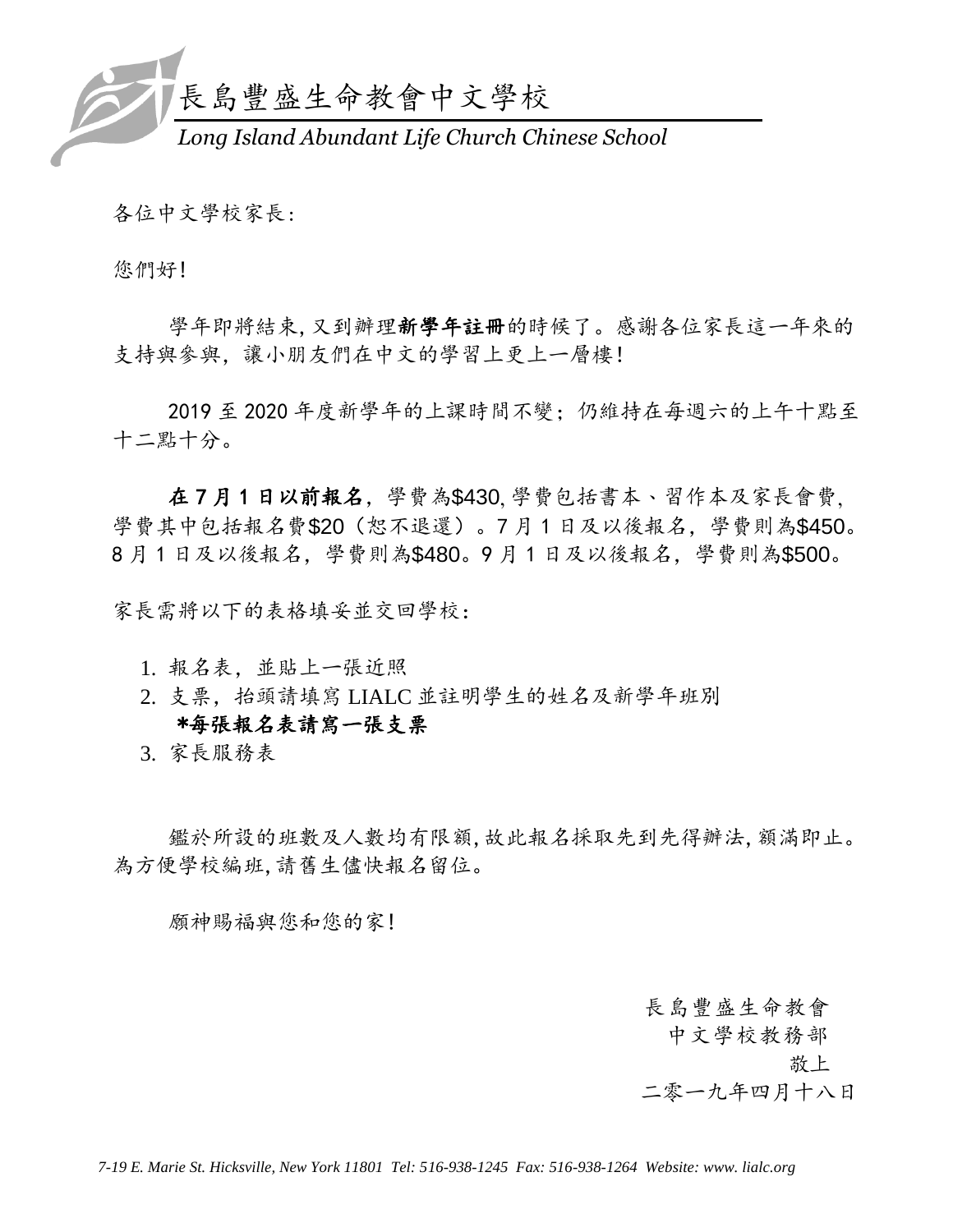# 長島豐盛生命教會中文學校

*Long Island Abundant Life Church Chinese School*

各位中文學校家長:

您們好!

學年即將結束, 又到辦理**新學年註冊**的時候了。感謝各位家長這一年來的支持與參與, 讓小朋友們在中文的學習上更上一層樓!

2019 至 2020 年度新學年的上課時間不變; 仍維持在每週六的上午十點至十二點十分。

**在 7 月 1 日以前報名**, 學費為$430, 學費包括書本、習作本及家長會費, 學費其中包括報名費$20（恕不退還）。7 月 1 日及以後報名, 學費則為$450。8 月 1 日及以後報名, 學費則為$480。9 月 1 日及以後報名, 學費則為$500。

家長需將以下的表格填妥並交回學校:

1. 報名表, 並貼上一張近照
2. 支票, 抬頭請填寫 LIALC 並註明學生的姓名及新學年班別
   **\*每張報名表請寫一張支票**
3. 家長服務表

鑑於所設的班數及人數均有限額, 故此報名採取先到先得辦法, 額滿即止。為方便學校編班, 請舊生儘快報名留位。

願神賜福與您和您的家!

長島豐盛生命教會
中文學校教務部
敬上
二零一九年四月十八日

*7-19 E. Marie St. Hicksville, New York 11801 Tel: 516-938-1245 Fax: 516-938-1264 Website: www. lialc.org*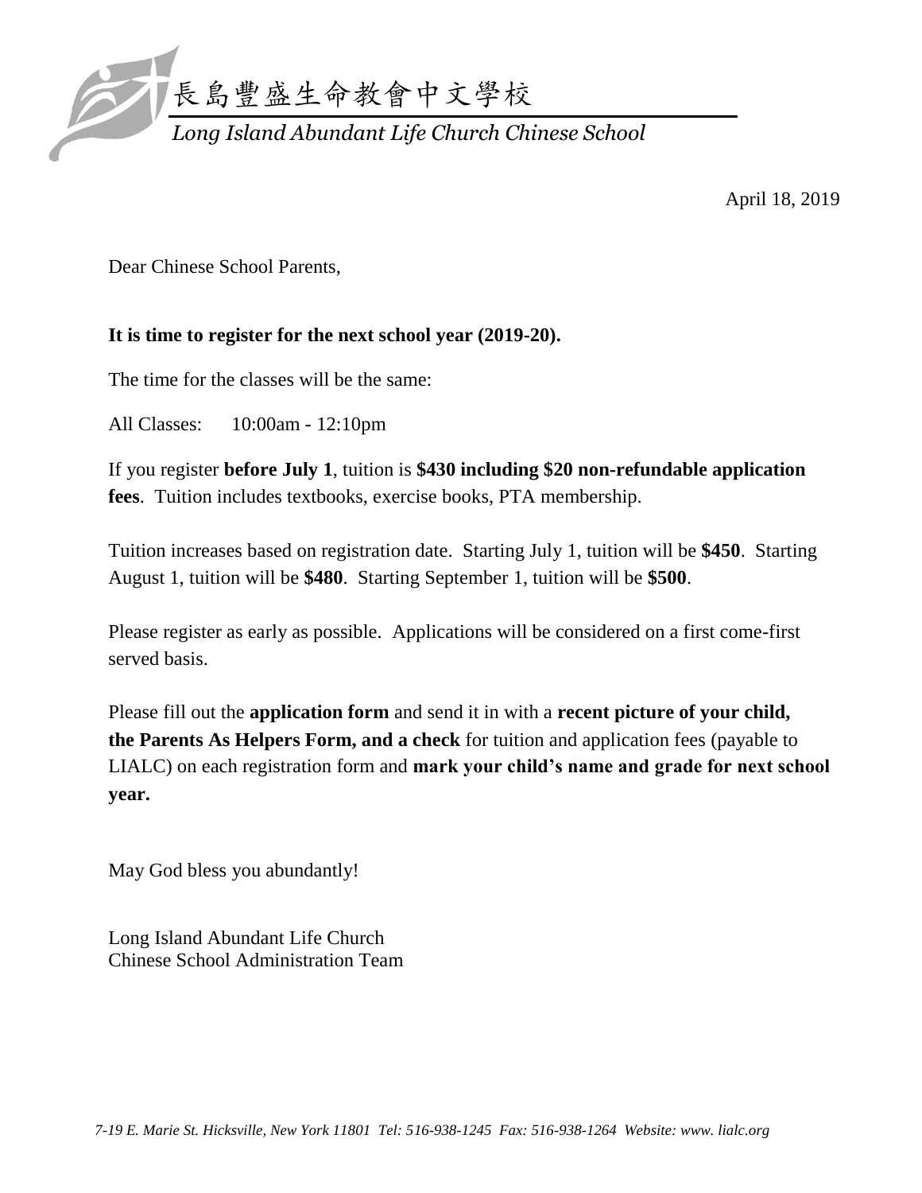# 長島豐盛生命教會中文學校

*Long Island Abundant Life Church Chinese School*

April 18, 2019

Dear Chinese School Parents,

**It is time to register for the next school year (2019-20).**

The time for the classes will be the same:

All Classes: 10:00am - 12:10pm

If you register **before July 1**, tuition is **$430 including $20 non-refundable application fees**. Tuition includes textbooks, exercise books, PTA membership.

Tuition increases based on registration date. Starting July 1, tuition will be **$450**. Starting August 1, tuition will be **$480**. Starting September 1, tuition will be **$500**.

Please register as early as possible. Applications will be considered on a first come-first served basis.

Please fill out the **application form** and send it in with a **recent picture of your child, the Parents As Helpers Form, and a check** for tuition and application fees (payable to LIALC) on each registration form and **mark your child's name and grade for next school year.**

May God bless you abundantly!

Long Island Abundant Life Church
Chinese School Administration Team

*7-19 E. Marie St. Hicksville, New York 11801 Tel: 516-938-1245 Fax: 516-938-1264 Website: www. lialc.org*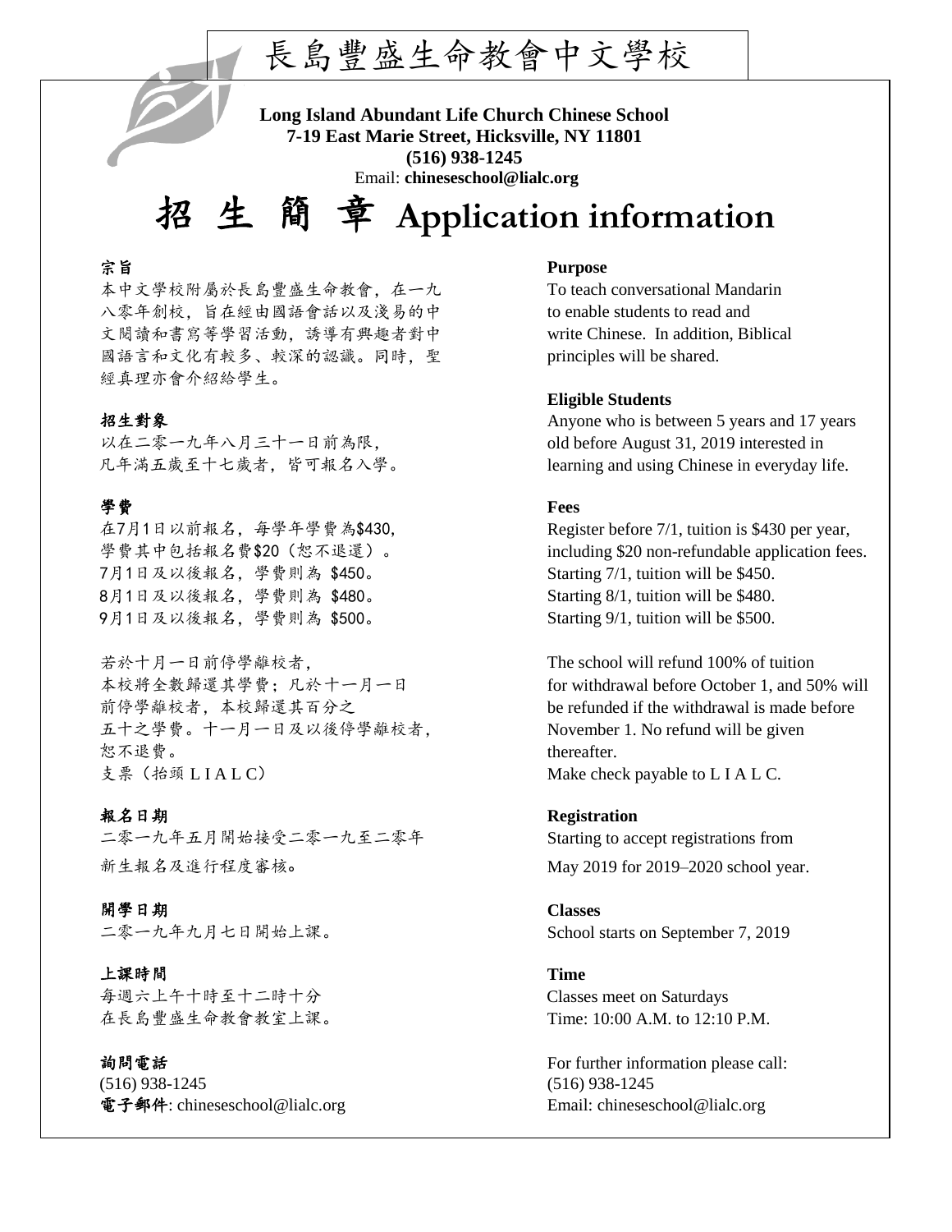# 長島豐盛生命教會中文學校

**Long Island Abundant Life Church Chinese School**
**7-19 East Marie Street, Hicksville, NY 11801**
**(516) 938-1245**
Email: **chineseschool@lialc.org**

# 招 生 簡 章 Application information

**宗旨**

本中文學校附屬於長島豐盛生命教會，在一九八零年創校，旨在經由國語會話以及淺易的中文閱讀和書寫等學習活動，誘導有興趣者對中國語言和文化有較多、較深的認識。同時，聖經真理亦會介紹給學生。

**Purpose**

To teach conversational Mandarin to enable students to read and write Chinese. In addition, Biblical principles will be shared.

**招生對象**

以在二零一九年八月三十一日前為限，凡年滿五歲至十七歲者，皆可報名入學。

**Eligible Students**

Anyone who is between 5 years and 17 years old before August 31, 2019 interested in learning and using Chinese in everyday life.

**學費**

在7月1日以前報名，每學年學費為$430，學費其中包括報名費$20（恕不退還）。
7月1日及以後報名，學費則為 $450。
8月1日及以後報名，學費則為 $480。
9月1日及以後報名，學費則為 $500。

若於十月一日前停學離校者，本校將全數歸還其學費；凡於十一月一日前停學離校者，本校歸還其百分之五十之學費。十一月一日及以後停學離校者，恕不退費。
支票（抬頭 L I A L C）

**Fees**

Register before 7/1, tuition is $430 per year, including $20 non-refundable application fees.
Starting 7/1, tuition will be $450.
Starting 8/1, tuition will be $480.
Starting 9/1, tuition will be $500.

The school will refund 100% of tuition for withdrawal before October 1, and 50% will be refunded if the withdrawal is made before November 1. No refund will be given thereafter.
Make check payable to L I A L C.

**報名日期**

二零一九年五月開始接受二零一九至二零年新生報名及進行程度審核。

**Registration**

Starting to accept registrations from May 2019 for 2019–2020 school year.

**開學日期**

二零一九年九月七日開始上課。

**Classes**

School starts on September 7, 2019

**上課時間**

每週六上午十時至十二時十分
在長島豐盛生命教會教室上課。

**Time**

Classes meet on Saturdays
Time: 10:00 A.M. to 12:10 P.M.

**詢問電話**

(516) 938-1245
**電子郵件**: chineseschool@lialc.org

For further information please call:
(516) 938-1245
Email: chineseschool@lialc.org